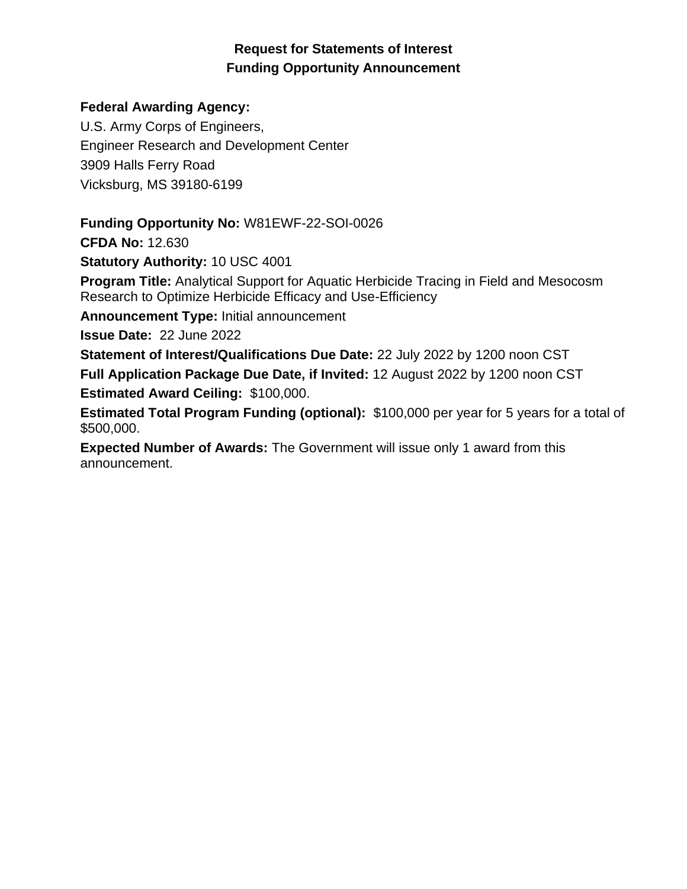# Request for Statements of Interest
# Funding Opportunity Announcement

**Federal Awarding Agency:**

U.S. Army Corps of Engineers,
Engineer Research and Development Center
3909 Halls Ferry Road
Vicksburg, MS 39180-6199

**Funding Opportunity No:** W81EWF-22-SOI-0026

**CFDA No:** 12.630

**Statutory Authority:** 10 USC 4001

**Program Title:** Analytical Support for Aquatic Herbicide Tracing in Field and Mesocosm Research to Optimize Herbicide Efficacy and Use-Efficiency

**Announcement Type:** Initial announcement

**Issue Date:** 22 June 2022

**Statement of Interest/Qualifications Due Date:** 22 July 2022 by 1200 noon CST

**Full Application Package Due Date, if Invited:** 12 August 2022 by 1200 noon CST

**Estimated Award Ceiling:** $100,000.

**Estimated Total Program Funding (optional):** $100,000 per year for 5 years for a total of $500,000.

**Expected Number of Awards:** The Government will issue only 1 award from this announcement.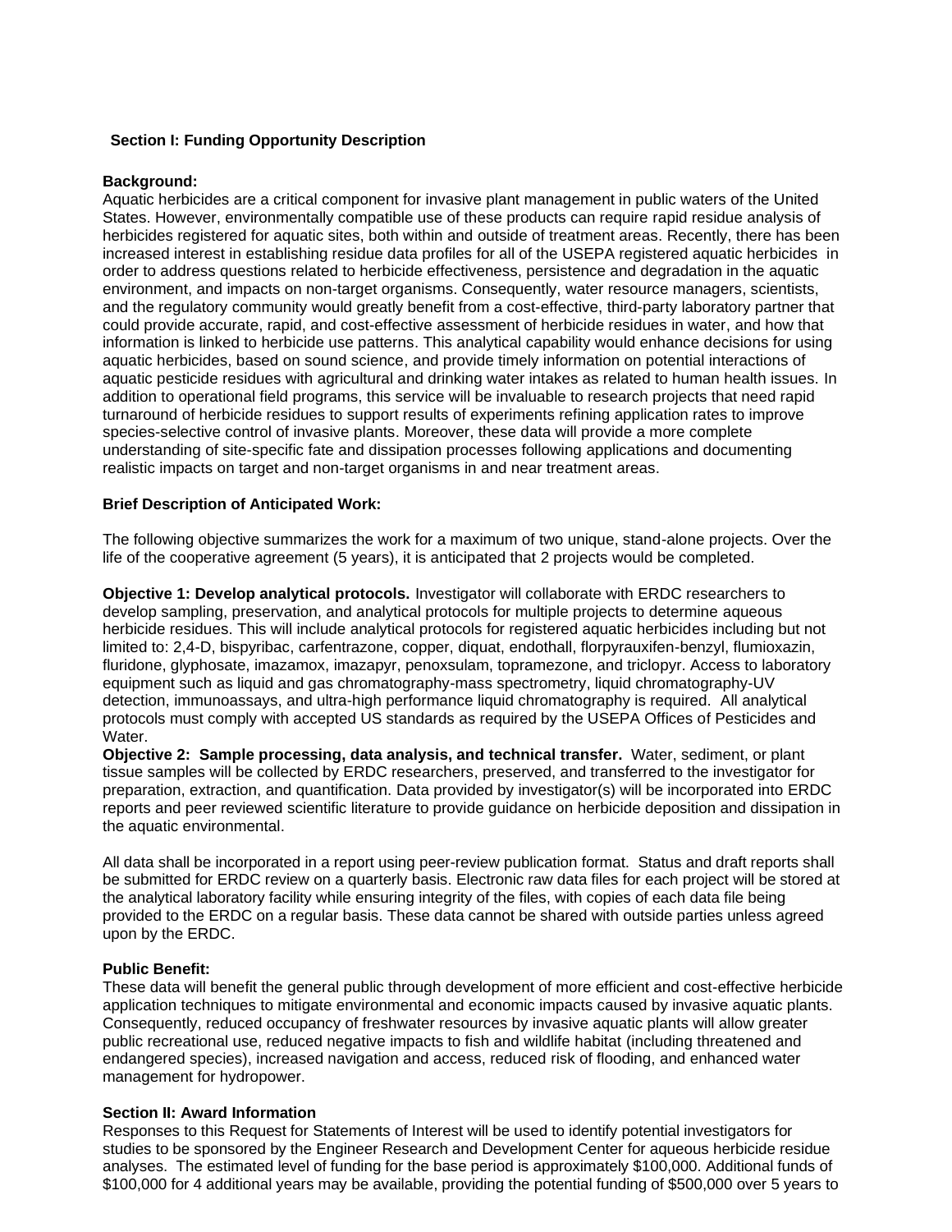## Section I: Funding Opportunity Description

**Background:**
Aquatic herbicides are a critical component for invasive plant management in public waters of the United States. However, environmentally compatible use of these products can require rapid residue analysis of herbicides registered for aquatic sites, both within and outside of treatment areas. Recently, there has been increased interest in establishing residue data profiles for all of the USEPA registered aquatic herbicides in order to address questions related to herbicide effectiveness, persistence and degradation in the aquatic environment, and impacts on non-target organisms. Consequently, water resource managers, scientists, and the regulatory community would greatly benefit from a cost-effective, third-party laboratory partner that could provide accurate, rapid, and cost-effective assessment of herbicide residues in water, and how that information is linked to herbicide use patterns. This analytical capability would enhance decisions for using aquatic herbicides, based on sound science, and provide timely information on potential interactions of aquatic pesticide residues with agricultural and drinking water intakes as related to human health issues. In addition to operational field programs, this service will be invaluable to research projects that need rapid turnaround of herbicide residues to support results of experiments refining application rates to improve species-selective control of invasive plants. Moreover, these data will provide a more complete understanding of site-specific fate and dissipation processes following applications and documenting realistic impacts on target and non-target organisms in and near treatment areas.

**Brief Description of Anticipated Work:**

The following objective summarizes the work for a maximum of two unique, stand-alone projects. Over the life of the cooperative agreement (5 years), it is anticipated that 2 projects would be completed.

**Objective 1: Develop analytical protocols.** Investigator will collaborate with ERDC researchers to develop sampling, preservation, and analytical protocols for multiple projects to determine aqueous herbicide residues. This will include analytical protocols for registered aquatic herbicides including but not limited to: 2,4-D, bispyribac, carfentrazone, copper, diquat, endothall, florpyrauxifen-benzyl, flumioxazin, fluridone, glyphosate, imazamox, imazapyr, penoxsulam, topramezone, and triclopyr. Access to laboratory equipment such as liquid and gas chromatography-mass spectrometry, liquid chromatography-UV detection, immunoassays, and ultra-high performance liquid chromatography is required. All analytical protocols must comply with accepted US standards as required by the USEPA Offices of Pesticides and Water.

**Objective 2: Sample processing, data analysis, and technical transfer.** Water, sediment, or plant tissue samples will be collected by ERDC researchers, preserved, and transferred to the investigator for preparation, extraction, and quantification. Data provided by investigator(s) will be incorporated into ERDC reports and peer reviewed scientific literature to provide guidance on herbicide deposition and dissipation in the aquatic environmental.

All data shall be incorporated in a report using peer-review publication format. Status and draft reports shall be submitted for ERDC review on a quarterly basis. Electronic raw data files for each project will be stored at the analytical laboratory facility while ensuring integrity of the files, with copies of each data file being provided to the ERDC on a regular basis. These data cannot be shared with outside parties unless agreed upon by the ERDC.

**Public Benefit:**
These data will benefit the general public through development of more efficient and cost-effective herbicide application techniques to mitigate environmental and economic impacts caused by invasive aquatic plants. Consequently, reduced occupancy of freshwater resources by invasive aquatic plants will allow greater public recreational use, reduced negative impacts to fish and wildlife habitat (including threatened and endangered species), increased navigation and access, reduced risk of flooding, and enhanced water management for hydropower.

## Section II: Award Information

Responses to this Request for Statements of Interest will be used to identify potential investigators for studies to be sponsored by the Engineer Research and Development Center for aqueous herbicide residue analyses. The estimated level of funding for the base period is approximately $100,000. Additional funds of $100,000 for 4 additional years may be available, providing the potential funding of $500,000 over 5 years to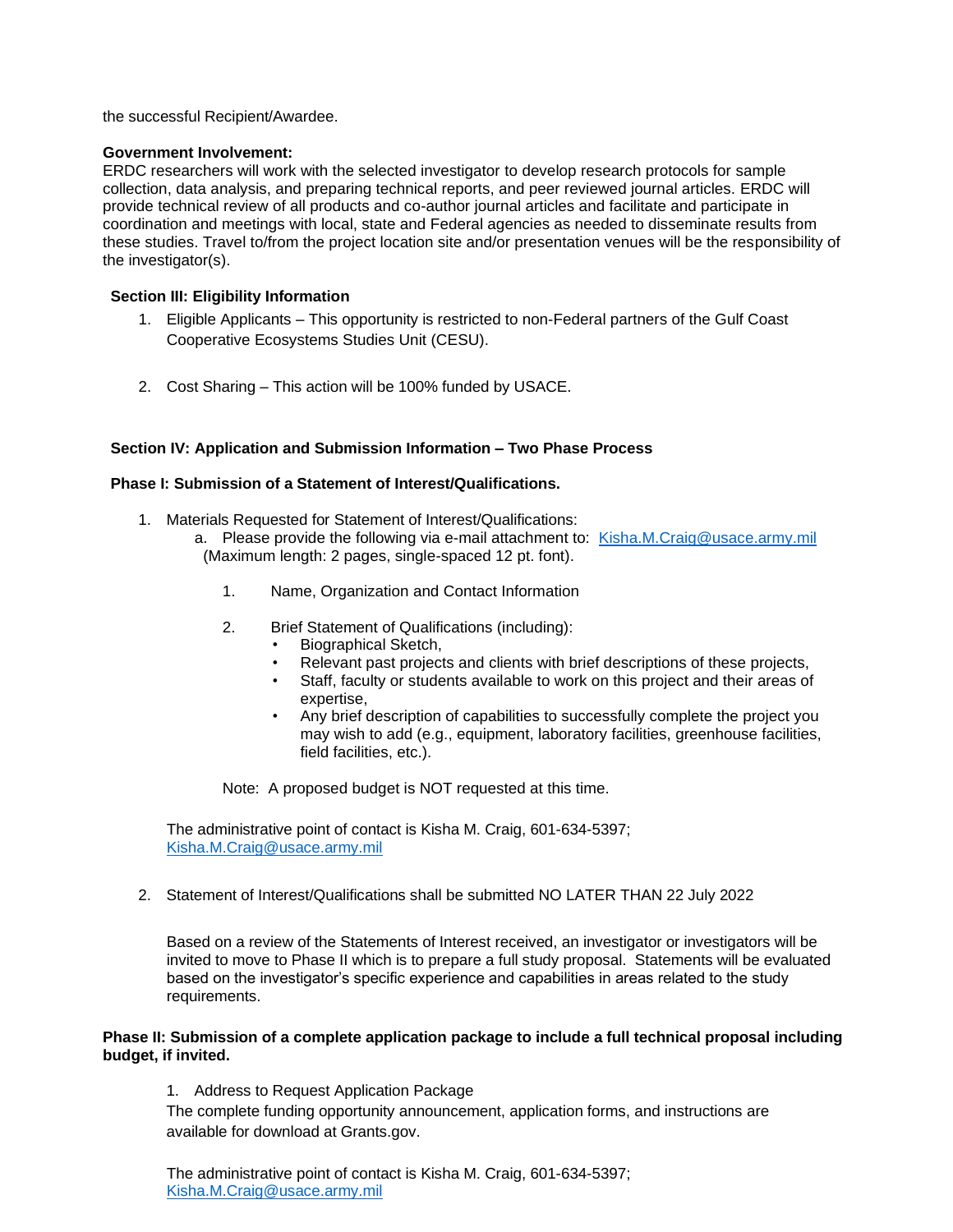the successful Recipient/Awardee.

**Government Involvement:**
ERDC researchers will work with the selected investigator to develop research protocols for sample collection, data analysis, and preparing technical reports, and peer reviewed journal articles. ERDC will provide technical review of all products and co-author journal articles and facilitate and participate in coordination and meetings with local, state and Federal agencies as needed to disseminate results from these studies. Travel to/from the project location site and/or presentation venues will be the responsibility of the investigator(s).

**Section III: Eligibility Information**

1. Eligible Applicants – This opportunity is restricted to non-Federal partners of the Gulf Coast Cooperative Ecosystems Studies Unit (CESU).

2. Cost Sharing – This action will be 100% funded by USACE.

**Section IV: Application and Submission Information – Two Phase Process**

**Phase I: Submission of a Statement of Interest/Qualifications.**

1. Materials Requested for Statement of Interest/Qualifications:
   a. Please provide the following via e-mail attachment to: Kisha.M.Craig@usace.army.mil (Maximum length: 2 pages, single-spaced 12 pt. font).

      1. Name, Organization and Contact Information

      2. Brief Statement of Qualifications (including):
         - Biographical Sketch,
         - Relevant past projects and clients with brief descriptions of these projects,
         - Staff, faculty or students available to work on this project and their areas of expertise,
         - Any brief description of capabilities to successfully complete the project you may wish to add (e.g., equipment, laboratory facilities, greenhouse facilities, field facilities, etc.).

      Note: A proposed budget is NOT requested at this time.

   The administrative point of contact is Kisha M. Craig, 601-634-5397; Kisha.M.Craig@usace.army.mil

2. Statement of Interest/Qualifications shall be submitted NO LATER THAN 22 July 2022

   Based on a review of the Statements of Interest received, an investigator or investigators will be invited to move to Phase II which is to prepare a full study proposal. Statements will be evaluated based on the investigator's specific experience and capabilities in areas related to the study requirements.

**Phase II: Submission of a complete application package to include a full technical proposal including budget, if invited.**

1. Address to Request Application Package

   The complete funding opportunity announcement, application forms, and instructions are available for download at Grants.gov.

   The administrative point of contact is Kisha M. Craig, 601-634-5397; Kisha.M.Craig@usace.army.mil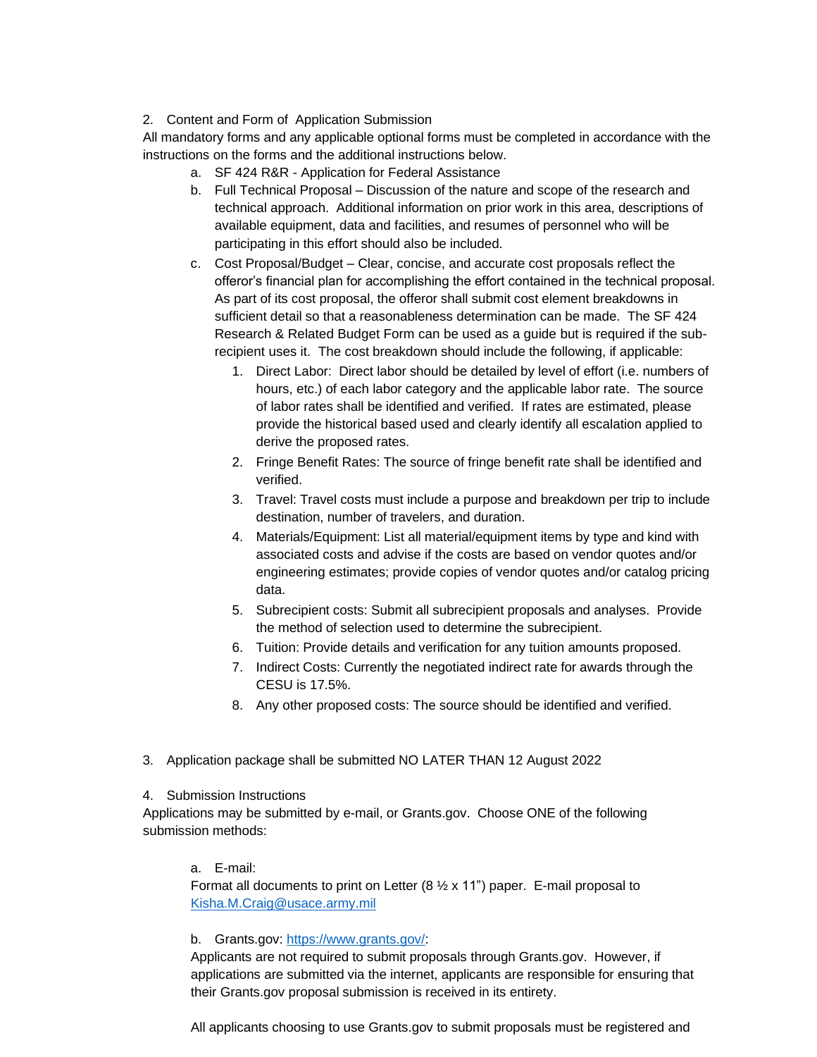2. Content and Form of Application Submission

All mandatory forms and any applicable optional forms must be completed in accordance with the instructions on the forms and the additional instructions below.

a. SF 424 R&R - Application for Federal Assistance
b. Full Technical Proposal – Discussion of the nature and scope of the research and technical approach. Additional information on prior work in this area, descriptions of available equipment, data and facilities, and resumes of personnel who will be participating in this effort should also be included.
c. Cost Proposal/Budget – Clear, concise, and accurate cost proposals reflect the offeror's financial plan for accomplishing the effort contained in the technical proposal. As part of its cost proposal, the offeror shall submit cost element breakdowns in sufficient detail so that a reasonableness determination can be made. The SF 424 Research & Related Budget Form can be used as a guide but is required if the sub-recipient uses it. The cost breakdown should include the following, if applicable:
    1. Direct Labor: Direct labor should be detailed by level of effort (i.e. numbers of hours, etc.) of each labor category and the applicable labor rate. The source of labor rates shall be identified and verified. If rates are estimated, please provide the historical based used and clearly identify all escalation applied to derive the proposed rates.
    2. Fringe Benefit Rates: The source of fringe benefit rate shall be identified and verified.
    3. Travel: Travel costs must include a purpose and breakdown per trip to include destination, number of travelers, and duration.
    4. Materials/Equipment: List all material/equipment items by type and kind with associated costs and advise if the costs are based on vendor quotes and/or engineering estimates; provide copies of vendor quotes and/or catalog pricing data.
    5. Subrecipient costs: Submit all subrecipient proposals and analyses. Provide the method of selection used to determine the subrecipient.
    6. Tuition: Provide details and verification for any tuition amounts proposed.
    7. Indirect Costs: Currently the negotiated indirect rate for awards through the CESU is 17.5%.
    8. Any other proposed costs: The source should be identified and verified.

3. Application package shall be submitted NO LATER THAN 12 August 2022

4. Submission Instructions

Applications may be submitted by e-mail, or Grants.gov. Choose ONE of the following submission methods:

a. E-mail:
Format all documents to print on Letter (8 ½ x 11") paper. E-mail proposal to [Kisha.M.Craig@usace.army.mil](mailto:Kisha.M.Craig@usace.army.mil)

b. Grants.gov: [https://www.grants.gov/](https://www.grants.gov/):
Applicants are not required to submit proposals through Grants.gov. However, if applications are submitted via the internet, applicants are responsible for ensuring that their Grants.gov proposal submission is received in its entirety.

All applicants choosing to use Grants.gov to submit proposals must be registered and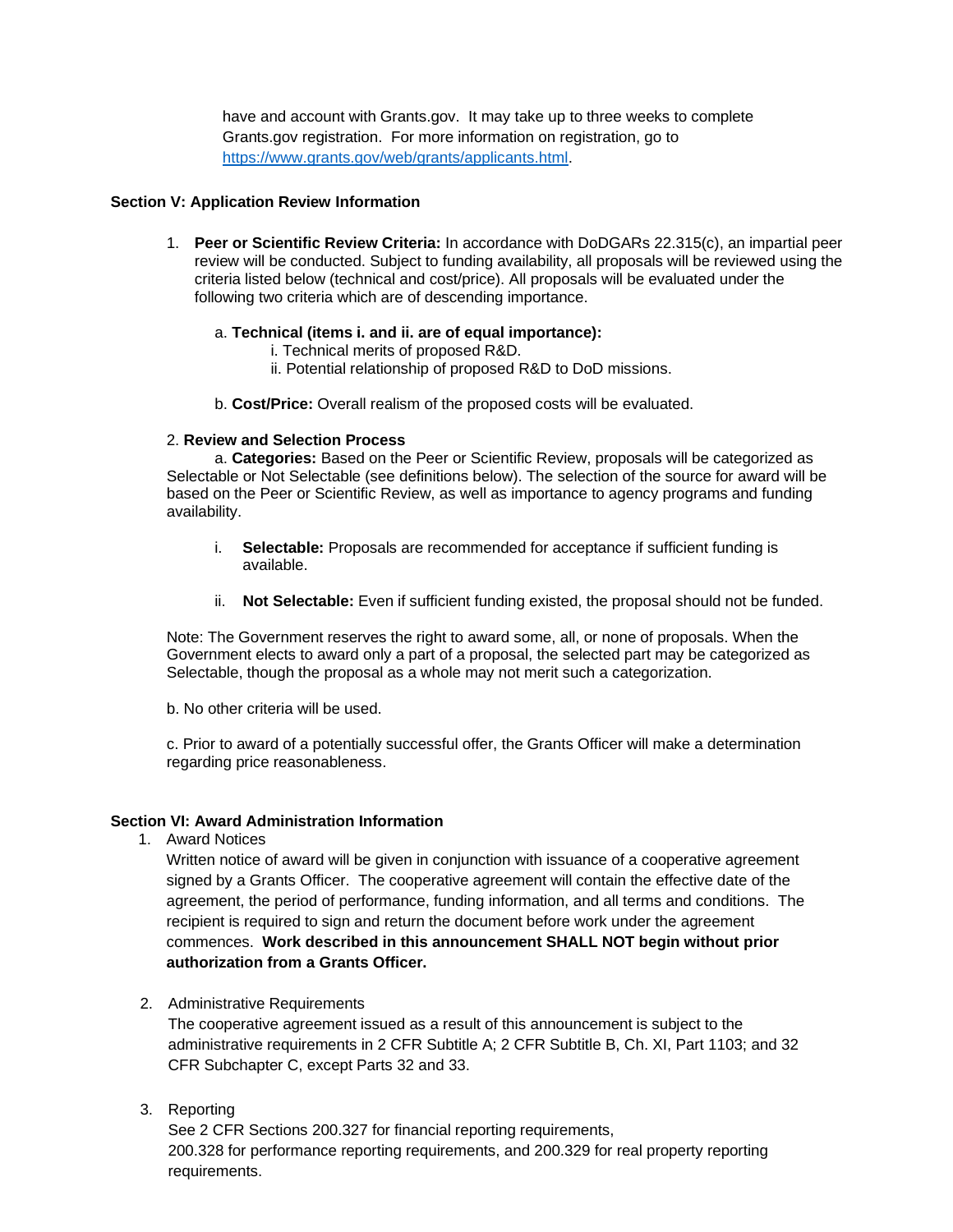have and account with Grants.gov. It may take up to three weeks to complete Grants.gov registration. For more information on registration, go to [https://www.grants.gov/web/grants/applicants.html](https://www.grants.gov/web/grants/applicants.html).

## Section V: Application Review Information

1. **Peer or Scientific Review Criteria:** In accordance with DoDGARs 22.315(c), an impartial peer review will be conducted. Subject to funding availability, all proposals will be reviewed using the criteria listed below (technical and cost/price). All proposals will be evaluated under the following two criteria which are of descending importance.

   a. **Technical (items i. and ii. are of equal importance):**
      i. Technical merits of proposed R&D.
      ii. Potential relationship of proposed R&D to DoD missions.

   b. **Cost/Price:** Overall realism of the proposed costs will be evaluated.

2. **Review and Selection Process**

   a. **Categories:** Based on the Peer or Scientific Review, proposals will be categorized as Selectable or Not Selectable (see definitions below). The selection of the source for award will be based on the Peer or Scientific Review, as well as importance to agency programs and funding availability.

   i. **Selectable:** Proposals are recommended for acceptance if sufficient funding is available.

   ii. **Not Selectable:** Even if sufficient funding existed, the proposal should not be funded.

   Note: The Government reserves the right to award some, all, or none of proposals. When the Government elects to award only a part of a proposal, the selected part may be categorized as Selectable, though the proposal as a whole may not merit such a categorization.

   b. No other criteria will be used.

   c. Prior to award of a potentially successful offer, the Grants Officer will make a determination regarding price reasonableness.

## Section VI: Award Administration Information

1. Award Notices
   Written notice of award will be given in conjunction with issuance of a cooperative agreement signed by a Grants Officer. The cooperative agreement will contain the effective date of the agreement, the period of performance, funding information, and all terms and conditions. The recipient is required to sign and return the document before work under the agreement commences. **Work described in this announcement SHALL NOT begin without prior authorization from a Grants Officer.**

2. Administrative Requirements
   The cooperative agreement issued as a result of this announcement is subject to the administrative requirements in 2 CFR Subtitle A; 2 CFR Subtitle B, Ch. XI, Part 1103; and 32 CFR Subchapter C, except Parts 32 and 33.

3. Reporting
   See 2 CFR Sections 200.327 for financial reporting requirements, 200.328 for performance reporting requirements, and 200.329 for real property reporting requirements.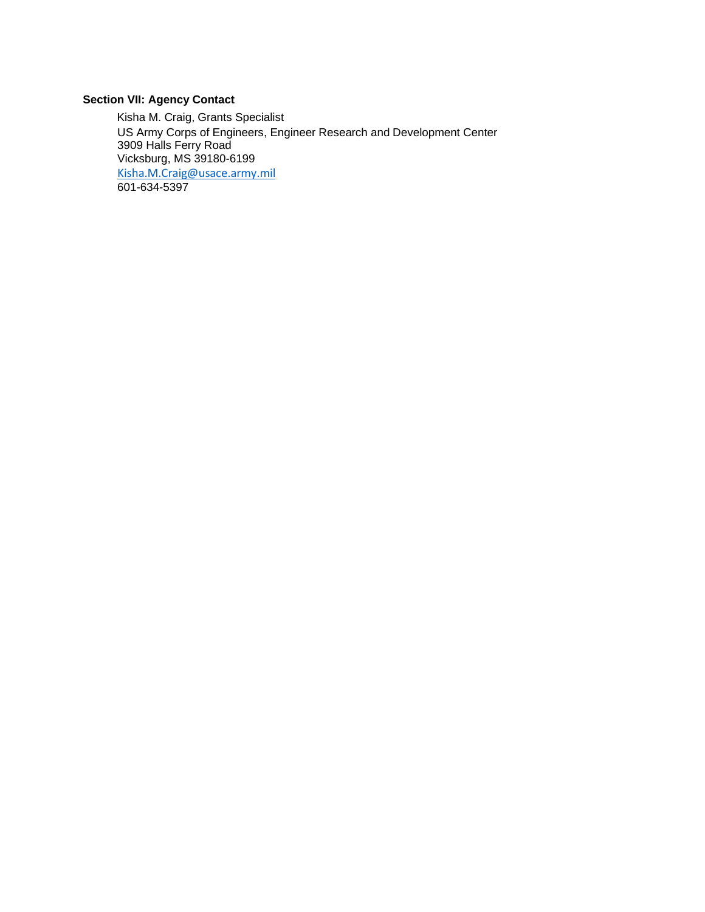## Section VII: Agency Contact

Kisha M. Craig, Grants Specialist
US Army Corps of Engineers, Engineer Research and Development Center
3909 Halls Ferry Road
Vicksburg, MS 39180-6199
Kisha.M.Craig@usace.army.mil
601-634-5397